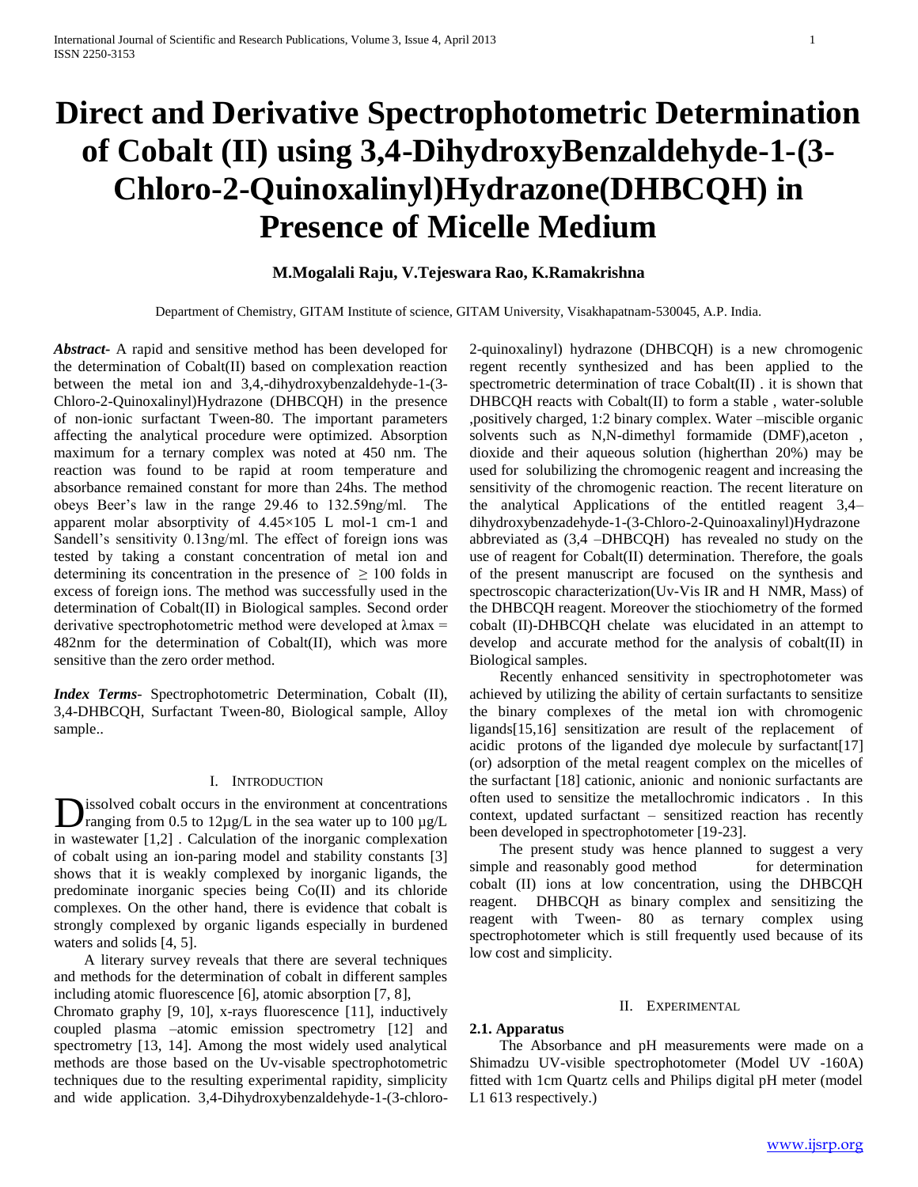# Direct and Derivative Spectrophotometric Determination of Cobalt (II) using 3,4-DihydroxyBenzaldehyde-1-(3-Chloro-2-Quinoxalinyl)Hydrazone(DHBCQH) in Presence of Micelle Medium

**M.Mogalali Raju, V.Tejeswara Rao, K.Ramakrishna**

Department of Chemistry, GITAM Institute of science, GITAM University, Visakhapatnam-530045, A.P. India.

***Abstract-*** A rapid and sensitive method has been developed for the determination of Cobalt(II) based on complexation reaction between the metal ion and 3,4,-dihydroxybenzaldehyde-1-(3-Chloro-2-Quinoxalinyl)Hydrazone (DHBCQH) in the presence of non-ionic surfactant Tween-80. The important parameters affecting the analytical procedure were optimized. Absorption maximum for a ternary complex was noted at 450 nm. The reaction was found to be rapid at room temperature and absorbance remained constant for more than 24hs. The method obeys Beer's law in the range 29.46 to 132.59ng/ml. The apparent molar absorptivity of 4.45×105 L mol-1 cm-1 and Sandell's sensitivity 0.13ng/ml. The effect of foreign ions was tested by taking a constant concentration of metal ion and determining its concentration in the presence of $\geq 100$ folds in excess of foreign ions. The method was successfully used in the determination of Cobalt(II) in Biological samples. Second order derivative spectrophotometric method were developed at $\lambda$max = 482nm for the determination of Cobalt(II), which was more sensitive than the zero order method.

***Index Terms-*** Spectrophotometric Determination, Cobalt (II), 3,4-DHBCQH, Surfactant Tween-80, Biological sample, Alloy sample..

## I. Introduction

Dissolved cobalt occurs in the environment at concentrations ranging from 0.5 to 12µg/L in the sea water up to 100 µg/L in wastewater [1,2] . Calculation of the inorganic complexation of cobalt using an ion-paring model and stability constants [3] shows that it is weakly complexed by inorganic ligands, the predominate inorganic species being Co(II) and its chloride complexes. On the other hand, there is evidence that cobalt is strongly complexed by organic ligands especially in burdened waters and solids [4, 5].

A literary survey reveals that there are several techniques and methods for the determination of cobalt in different samples including atomic fluorescence [6], atomic absorption [7, 8], Chromato graphy [9, 10], x-rays fluorescence [11], inductively coupled plasma –atomic emission spectrometry [12] and spectrometry [13, 14]. Among the most widely used analytical methods are those based on the Uv-visable spectrophotometric techniques due to the resulting experimental rapidity, simplicity and wide application. 3,4-Dihydroxybenzaldehyde-1-(3-chloro-2-quinoxalinyl) hydrazone (DHBCQH) is a new chromogenic regent recently synthesized and has been applied to the spectrometric determination of trace Cobalt(II) . it is shown that DHBCQH reacts with Cobalt(II) to form a stable , water-soluble ,positively charged, 1:2 binary complex. Water –miscible organic solvents such as N,N-dimethyl formamide (DMF),aceton , dioxide and their aqueous solution (higherthan 20%) may be used for solubilizing the chromogenic reagent and increasing the sensitivity of the chromogenic reaction. The recent literature on the analytical Applications of the entitled reagent 3,4–dihydroxybenzadehyde-1-(3-Chloro-2-Quinoaxalinyl)Hydrazone abbreviated as (3,4 –DHBCQH) has revealed no study on the use of reagent for Cobalt(II) determination. Therefore, the goals of the present manuscript are focused on the synthesis and spectroscopic characterization(Uv-Vis IR and H NMR, Mass) of the DHBCQH reagent. Moreover the stiochiometry of the formed cobalt (II)-DHBCQH chelate was elucidated in an attempt to develop and accurate method for the analysis of cobalt(II) in Biological samples.

Recently enhanced sensitivity in spectrophotometer was achieved by utilizing the ability of certain surfactants to sensitize the binary complexes of the metal ion with chromogenic ligands[15,16] sensitization are result of the replacement of acidic protons of the liganded dye molecule by surfactant[17] (or) adsorption of the metal reagent complex on the micelles of the surfactant [18] cationic, anionic and nonionic surfactants are often used to sensitize the metallochromic indicators . In this context, updated surfactant – sensitized reaction has recently been developed in spectrophotometer [19-23].

The present study was hence planned to suggest a very simple and reasonably good method for determination cobalt (II) ions at low concentration, using the DHBCQH reagent. DHBCQH as binary complex and sensitizing the reagent with Tween- 80 as ternary complex using spectrophotometer which is still frequently used because of its low cost and simplicity.

## II. Experimental

### 2.1. Apparatus

The Absorbance and pH measurements were made on a Shimadzu UV-visible spectrophotometer (Model UV -160A) fitted with 1cm Quartz cells and Philips digital pH meter (model L1 613 respectively.)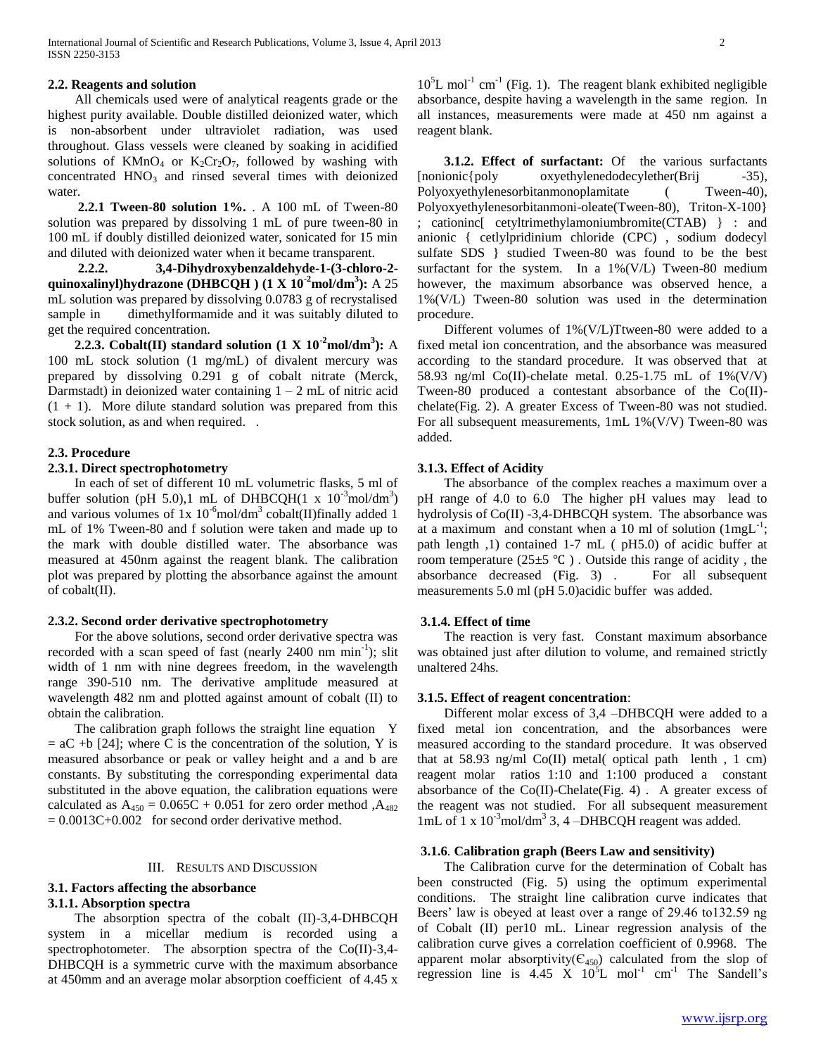### 2.2. Reagents and solution

All chemicals used were of analytical reagents grade or the highest purity available. Double distilled deionized water, which is non-absorbent under ultraviolet radiation, was used throughout. Glass vessels were cleaned by soaking in acidified solutions of $KMnO_4$ or $K_2Cr_2O_7$, followed by washing with concentrated $HNO_3$ and rinsed several times with deionized water.

**2.2.1 Tween-80 solution 1%.** . A 100 mL of Tween-80 solution was prepared by dissolving 1 mL of pure tween-80 in 100 mL if doubly distilled deionized water, sonicated for 15 min and diluted with deionized water when it became transparent.

**2.2.2. 3,4-Dihydroxybenzaldehyde-1-(3-chloro-2-quinoxalinyl)hydrazone (DHBCQH ) (1 X $10^{-2}$mol/dm$^3$):** A 25 mL solution was prepared by dissolving 0.0783 g of recrystalised sample in dimethylformamide and it was suitably diluted to get the required concentration.

**2.2.3. Cobalt(II) standard solution (1 X $10^{-2}$mol/dm$^3$):** A 100 mL stock solution (1 mg/mL) of divalent mercury was prepared by dissolving 0.291 g of cobalt nitrate (Merck, Darmstadt) in deionized water containing 1 – 2 mL of nitric acid (1 + 1). More dilute standard solution was prepared from this stock solution, as and when required. .

### 2.3. Procedure

#### 2.3.1. Direct spectrophotometry

In each of set of different 10 mL volumetric flasks, 5 ml of buffer solution (pH 5.0),1 mL of DHBCQH(1 x $10^{-3}$mol/dm$^3$) and various volumes of 1x $10^{-6}$mol/dm$^3$ cobalt(II)finally added 1 mL of 1% Tween-80 and f solution were taken and made up to the mark with double distilled water. The absorbance was measured at 450nm against the reagent blank. The calibration plot was prepared by plotting the absorbance against the amount of cobalt(II).

#### 2.3.2. Second order derivative spectrophotometry

For the above solutions, second order derivative spectra was recorded with a scan speed of fast (nearly 2400 nm min$^{-1}$); slit width of 1 nm with nine degrees freedom, in the wavelength range 390-510 nm. The derivative amplitude measured at wavelength 482 nm and plotted against amount of cobalt (II) to obtain the calibration.

The calibration graph follows the straight line equation $Y = aC + b$ [24]; where C is the concentration of the solution, Y is measured absorbance or peak or valley height and a and b are constants. By substituting the corresponding experimental data substituted in the above equation, the calibration equations were calculated as $A_{450} = 0.065C + 0.051$ for zero order method ,$A_{482} = 0.0013C+0.002$ for second order derivative method.

## III. Results and Discussion

### 3.1. Factors affecting the absorbance

#### 3.1.1. Absorption spectra

The absorption spectra of the cobalt (II)-3,4-DHBCQH system in a micellar medium is recorded using a spectrophotometer. The absorption spectra of the Co(II)-3,4-DHBCQH is a symmetric curve with the maximum absorbance at 450mm and an average molar absorption coefficient of 4.45 x $10^5$L mol$^{-1}$ cm$^{-1}$ (Fig. 1). The reagent blank exhibited negligible absorbance, despite having a wavelength in the same region. In all instances, measurements were made at 450 nm against a reagent blank.

**3.1.2. Effect of surfactant:** Of the various surfactants [nonionic{poly oxyethylenedodecylether(Brij -35), Polyoxyethylenesorbitanmonoplamitate ( Tween-40), Polyoxyethylenesorbitanmoni-oleate(Tween-80), Triton-X-100} ; cationinc[ cetyltrimethylamoniumbromite(CTAB) } : and anionic { cetlylpridinium chloride (CPC) , sodium dodecyl sulfate SDS } studied Tween-80 was found to be the best surfactant for the system. In a 1%(V/L) Tween-80 medium however, the maximum absorbance was observed hence, a 1%(V/L) Tween-80 solution was used in the determination procedure.

Different volumes of 1%(V/L)Ttween-80 were added to a fixed metal ion concentration, and the absorbance was measured according to the standard procedure. It was observed that at 58.93 ng/ml Co(II)-chelate metal. 0.25-1.75 mL of 1%(V/V) Tween-80 produced a contestant absorbance of the Co(II)-chelate(Fig. 2). A greater Excess of Tween-80 was not studied. For all subsequent measurements, 1mL 1%(V/V) Tween-80 was added.

#### 3.1.3. Effect of Acidity

The absorbance of the complex reaches a maximum over a pH range of 4.0 to 6.0 The higher pH values may lead to hydrolysis of Co(II) -3,4-DHBCQH system. The absorbance was at a maximum and constant when a 10 ml of solution (1mgL$^{-1}$; path length ,1) contained 1-7 mL ( pH5.0) of acidic buffer at room temperature (25±5 ℃ ) . Outside this range of acidity , the absorbance decreased (Fig. 3) . For all subsequent measurements 5.0 ml (pH 5.0)acidic buffer was added.

#### 3.1.4. Effect of time

The reaction is very fast. Constant maximum absorbance was obtained just after dilution to volume, and remained strictly unaltered 24hs.

#### 3.1.5. Effect of reagent concentration:

Different molar excess of 3,4 –DHBCQH were added to a fixed metal ion concentration, and the absorbances were measured according to the standard procedure. It was observed that at 58.93 ng/ml Co(II) metal( optical path lenth , 1 cm) reagent molar ratios 1:10 and 1:100 produced a constant absorbance of the Co(II)-Chelate(Fig. 4) . A greater excess of the reagent was not studied. For all subsequent measurement 1mL of 1 x $10^{-3}$mol/dm$^3$ 3, 4 –DHBCQH reagent was added.

#### 3.1.6. Calibration graph (Beers Law and sensitivity)

The Calibration curve for the determination of Cobalt has been constructed (Fig. 5) using the optimum experimental conditions. The straight line calibration curve indicates that Beers' law is obeyed at least over a range of 29.46 to132.59 ng of Cobalt (II) per10 mL. Linear regression analysis of the calibration curve gives a correlation coefficient of 0.9968. The apparent molar absorptivity($\epsilon_{450}$) calculated from the slop of regression line is 4.45 X $10^5$L mol$^{-1}$ cm$^{-1}$ The Sandell's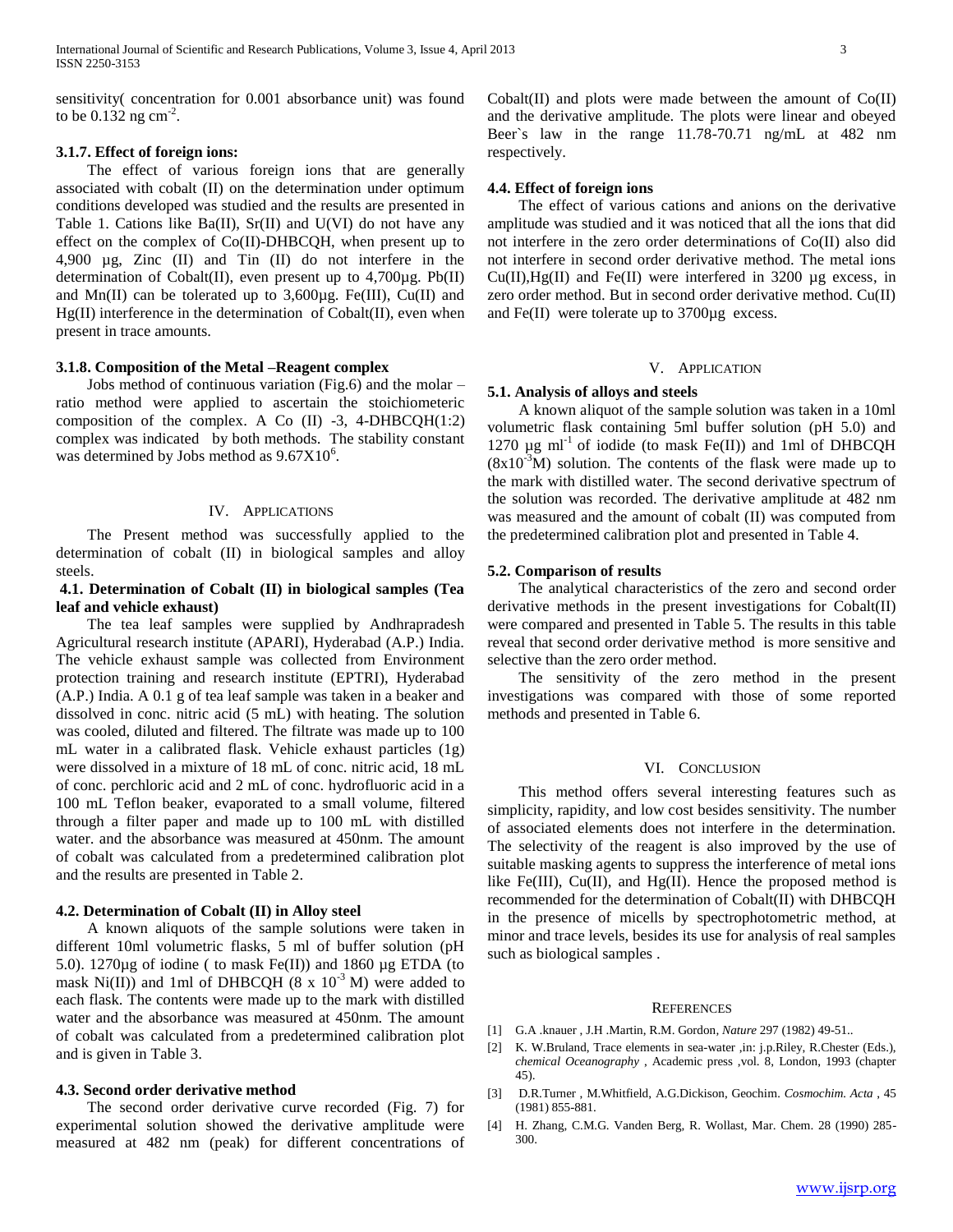sensitivity( concentration for 0.001 absorbance unit) was found to be 0.132 ng $cm^{-2}$.

### 3.1.7. Effect of foreign ions:

The effect of various foreign ions that are generally associated with cobalt (II) on the determination under optimum conditions developed was studied and the results are presented in Table 1. Cations like Ba(II), Sr(II) and U(VI) do not have any effect on the complex of Co(II)-DHBCQH, when present up to 4,900 µg, Zinc (II) and Tin (II) do not interfere in the determination of Cobalt(II), even present up to 4,700µg. Pb(II) and Mn(II) can be tolerated up to 3,600µg. Fe(III), Cu(II) and Hg(II) interference in the determination of Cobalt(II), even when present in trace amounts.

### 3.1.8. Composition of the Metal –Reagent complex

Jobs method of continuous variation (Fig.6) and the molar – ratio method were applied to ascertain the stoichiometeric composition of the complex. A Co (II) -3, 4-DHBCQH(1:2) complex was indicated by both methods. The stability constant was determined by Jobs method as $9.67X10^6$.

## IV. Applications

The Present method was successfully applied to the determination of cobalt (II) in biological samples and alloy steels.

### 4.1. Determination of Cobalt (II) in biological samples (Tea leaf and vehicle exhaust)

The tea leaf samples were supplied by Andhrapradesh Agricultural research institute (APARI), Hyderabad (A.P.) India. The vehicle exhaust sample was collected from Environment protection training and research institute (EPTRI), Hyderabad (A.P.) India. A 0.1 g of tea leaf sample was taken in a beaker and dissolved in conc. nitric acid (5 mL) with heating. The solution was cooled, diluted and filtered. The filtrate was made up to 100 mL water in a calibrated flask. Vehicle exhaust particles (1g) were dissolved in a mixture of 18 mL of conc. nitric acid, 18 mL of conc. perchloric acid and 2 mL of conc. hydrofluoric acid in a 100 mL Teflon beaker, evaporated to a small volume, filtered through a filter paper and made up to 100 mL with distilled water. and the absorbance was measured at 450nm. The amount of cobalt was calculated from a predetermined calibration plot and the results are presented in Table 2.

### 4.2. Determination of Cobalt (II) in Alloy steel

A known aliquots of the sample solutions were taken in different 10ml volumetric flasks, 5 ml of buffer solution (pH 5.0). 1270µg of iodine ( to mask Fe(II)) and 1860 µg ETDA (to mask Ni(II)) and 1ml of DHBCQH ($8 \times 10^{-3}$ M) were added to each flask. The contents were made up to the mark with distilled water and the absorbance was measured at 450nm. The amount of cobalt was calculated from a predetermined calibration plot and is given in Table 3.

### 4.3. Second order derivative method

The second order derivative curve recorded (Fig. 7) for experimental solution showed the derivative amplitude were measured at 482 nm (peak) for different concentrations of Cobalt(II) and plots were made between the amount of Co(II) and the derivative amplitude. The plots were linear and obeyed Beer`s law in the range 11.78-70.71 ng/mL at 482 nm respectively.

### 4.4. Effect of foreign ions

The effect of various cations and anions on the derivative amplitude was studied and it was noticed that all the ions that did not interfere in the zero order determinations of Co(II) also did not interfere in second order derivative method. The metal ions Cu(II),Hg(II) and Fe(II) were interfered in 3200 µg excess, in zero order method. But in second order derivative method. Cu(II) and Fe(II) were tolerate up to 3700µg excess.

## V. Application

### 5.1. Analysis of alloys and steels

A known aliquot of the sample solution was taken in a 10ml volumetric flask containing 5ml buffer solution (pH 5.0) and 1270 µg $ml^{-1}$ of iodide (to mask Fe(II)) and 1ml of DHBCQH ($8x10^{-3}$M) solution. The contents of the flask were made up to the mark with distilled water. The second derivative spectrum of the solution was recorded. The derivative amplitude at 482 nm was measured and the amount of cobalt (II) was computed from the predetermined calibration plot and presented in Table 4.

### 5.2. Comparison of results

The analytical characteristics of the zero and second order derivative methods in the present investigations for Cobalt(II) were compared and presented in Table 5. The results in this table reveal that second order derivative method is more sensitive and selective than the zero order method.

The sensitivity of the zero method in the present investigations was compared with those of some reported methods and presented in Table 6.

## VI. Conclusion

This method offers several interesting features such as simplicity, rapidity, and low cost besides sensitivity. The number of associated elements does not interfere in the determination. The selectivity of the reagent is also improved by the use of suitable masking agents to suppress the interference of metal ions like Fe(III), Cu(II), and Hg(II). Hence the proposed method is recommended for the determination of Cobalt(II) with DHBCQH in the presence of micells by spectrophotometric method, at minor and trace levels, besides its use for analysis of real samples such as biological samples .

## References

[1] G.A .knauer , J.H .Martin, R.M. Gordon, *Nature* 297 (1982) 49-51..

[2] K. W.Bruland, Trace elements in sea-water ,in: j.p.Riley, R.Chester (Eds.), *chemical Oceanography* , Academic press ,vol. 8, London, 1993 (chapter 45).

[3] D.R.Turner , M.Whitfield, A.G.Dickison, Geochim. *Cosmochim. Acta* , 45 (1981) 855-881.

[4] H. Zhang, C.M.G. Vanden Berg, R. Wollast, Mar. Chem. 28 (1990) 285-300.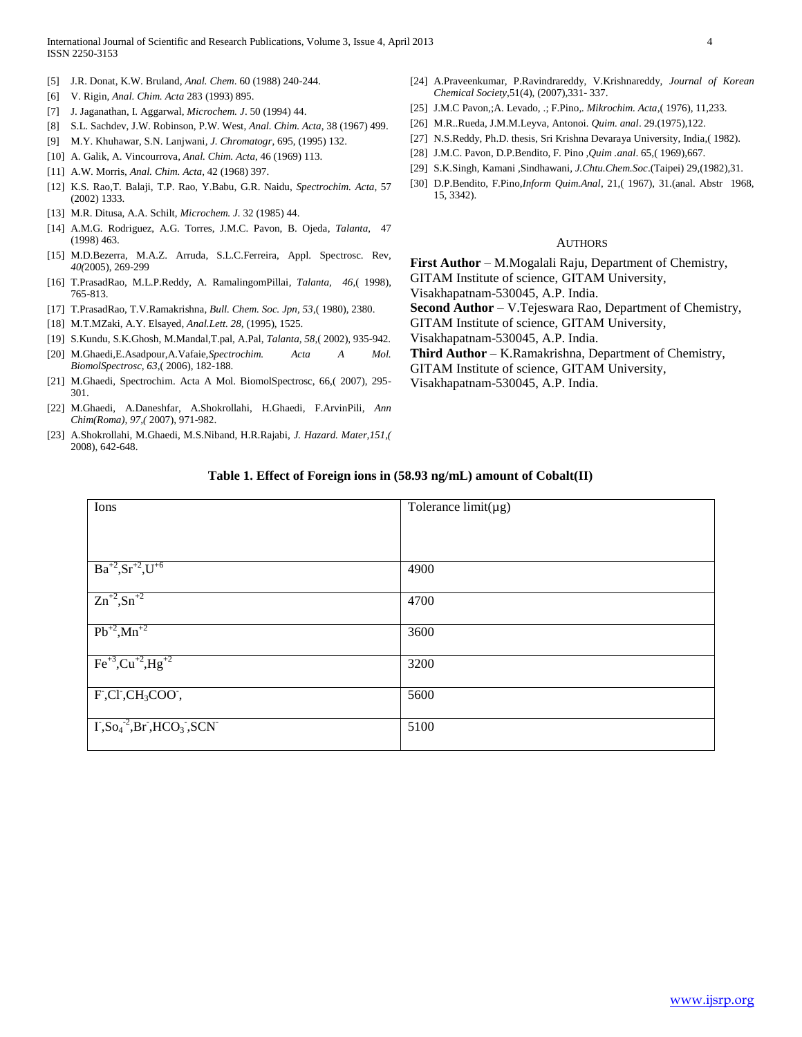[5] J.R. Donat, K.W. Bruland, *Anal. Chem*. 60 (1988) 240-244.

[6] V. Rigin, *Anal. Chim. Acta* 283 (1993) 895.

[7] J. Jaganathan, I. Aggarwal, *Microchem. J*. 50 (1994) 44.

[8] S.L. Sachdev, J.W. Robinson, P.W. West, *Anal. Chim. Acta*, 38 (1967) 499.

[9] M.Y. Khuhawar, S.N. Lanjwani, *J. Chromatogr*, 695, (1995) 132.

[10] A. Galik, A. Vincourrova, *Anal. Chim. Acta*, 46 (1969) 113.

[11] A.W. Morris, *Anal. Chim. Acta*, 42 (1968) 397.

[12] K.S. Rao,T. Balaji, T.P. Rao, Y.Babu, G.R. Naidu, *Spectrochim. Acta*, 57 (2002) 1333.

[13] M.R. Ditusa, A.A. Schilt, *Microchem. J*. 32 (1985) 44.

[14] A.M.G. Rodriguez, A.G. Torres, J.M.C. Pavon, B. Ojeda, *Talanta*, 47 (1998) 463.

[15] M.D.Bezerra, M.A.Z. Arruda, S.L.C.Ferreira, Appl. Spectrosc. Rev, *40*(2005), 269-299

[16] T.PrasadRao, M.L.P.Reddy, A. RamalingomPillai, *Talanta, 46*,( 1998), 765-813.

[17] T.PrasadRao, T.V.Ramakrishna, *Bull. Chem. Soc. Jpn, 53*,( 1980), 2380.

[18] M.T.MZaki, A.Y. Elsayed, *Anal.Lett. 28*, (1995), 1525.

[19] S.Kundu, S.K.Ghosh, M.Mandal,T.pal, A.Pal, *Talanta, 58*,( 2002), 935-942.

[20] M.Ghaedi,E.Asadpour,A.Vafaie,*Spectrochim. Acta A Mol. BiomolSpectrosc, 63*,( 2006), 182-188.

[21] M.Ghaedi, Spectrochim. Acta A Mol. BiomolSpectrosc, 66,( 2007), 295-301.

[22] M.Ghaedi, A.Daneshfar, A.Shokrollahi, H.Ghaedi, F.ArvinPili, *Ann Chim(Roma), 97,(* 2007), 971-982.

[23] A.Shokrollahi, M.Ghaedi, M.S.Niband, H.R.Rajabi, *J. Hazard. Mater,151,(* 2008), 642-648.

[24] A.Praveenkumar, P.Ravindrareddy, V.Krishnareddy, *Journal of Korean Chemical Society*,51(4), (2007),331- 337.

[25] J.M.C Pavon,;A. Levado, .; F.Pino,. *Mikrochim. Acta*,( 1976), 11,233.

[26] M.R..Rueda, J.M.M.Leyva, Antonoi. *Quim. anal*. 29.(1975),122.

[27] N.S.Reddy, Ph.D. thesis, Sri Krishna Devaraya University, India,( 1982).

[28] J.M.C. Pavon, D.P.Bendito, F. Pino ,*Quim .anal*. 65,( 1969),667.

[29] S.K.Singh, Kamani ,Sindhawani, *J.Chtu.Chem.Soc*.(Taipei) 29,(1982),31.

[30] D.P.Bendito, F.Pino,*Inform Quim.Anal*, 21,( 1967), 31.(anal. Abstr 1968, 15, 3342).

## AUTHORS

**First Author** – M.Mogalali Raju, Department of Chemistry, GITAM Institute of science, GITAM University, Visakhapatnam-530045, A.P. India.

**Second Author** – V.Tejeswara Rao, Department of Chemistry, GITAM Institute of science, GITAM University, Visakhapatnam-530045, A.P. India.

**Third Author** – K.Ramakrishna, Department of Chemistry, GITAM Institute of science, GITAM University, Visakhapatnam-530045, A.P. India.

**Table 1. Effect of Foreign ions in (58.93 ng/mL) amount of Cobalt(II)**

| Ions | Tolerance limit(µg) |
|---|---|
| $Ba^{+2}$,$Sr^{+2}$,$U^{+6}$ | 4900 |
| $Zn^{+2}$,$Sn^{+2}$ | 4700 |
| $Pb^{+2}$,$Mn^{+2}$ | 3600 |
| $Fe^{+3}$,$Cu^{+2}$,$Hg^{+2}$ | 3200 |
| $F^-$,$Cl^-$,$CH_3COO^-$, | 5600 |
| $I^-$,$So_4^{-2}$,$Br^-$,$HCO_3^-$,$SCN^-$ | 5100 |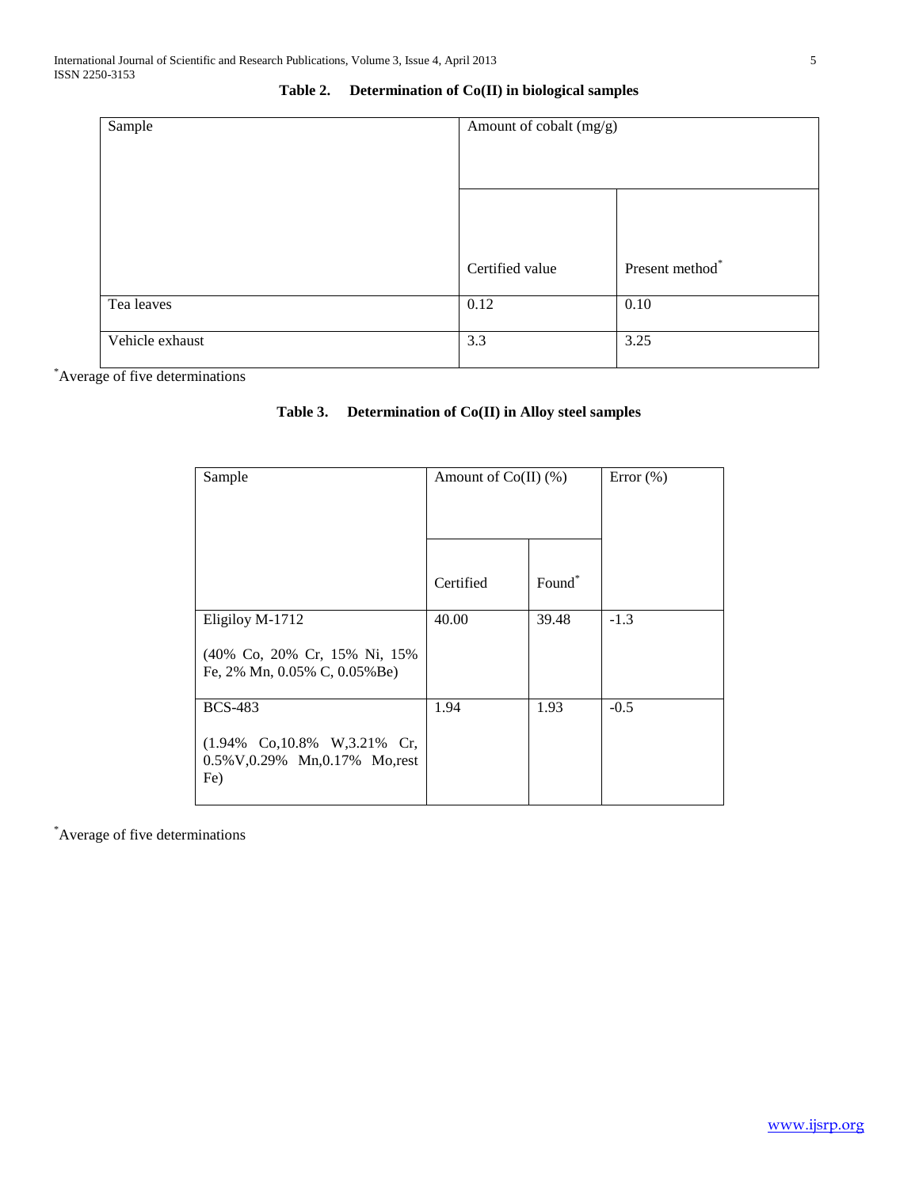**Table 2. Determination of Co(II) in biological samples**

| Sample | Amount of cobalt (mg/g) | |
|---|---|---|
| | Certified value | Present method* |
| Tea leaves | 0.12 | 0.10 |
| Vehicle exhaust | 3.3 | 3.25 |

*Average of five determinations

**Table 3. Determination of Co(II) in Alloy steel samples**

| Sample | Amount of Co(II) (%) | | Error (%) |
|---|---|---|---|
| | Certified | Found* | |
| Eligiloy M-1712 (40% Co, 20% Cr, 15% Ni, 15% Fe, 2% Mn, 0.05% C, 0.05%Be) | 40.00 | 39.48 | -1.3 |
| BCS-483 (1.94% Co,10.8% W,3.21% Cr, 0.5%V,0.29% Mn,0.17% Mo,rest Fe) | 1.94 | 1.93 | -0.5 |

*Average of five determinations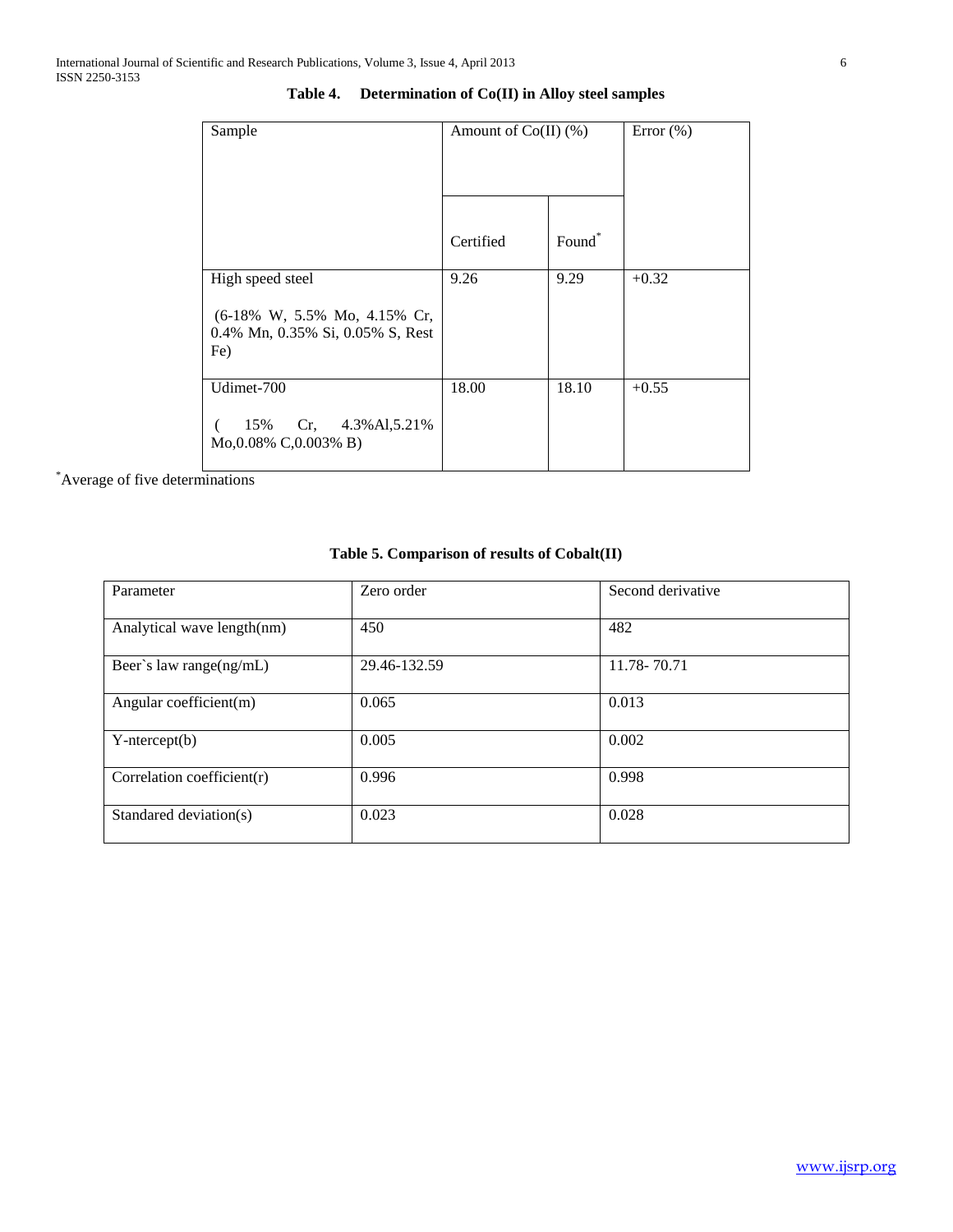**Table 4. Determination of Co(II) in Alloy steel samples**

| Sample | Amount of Co(II) (%) | | Error (%) |
|---|---|---|---|
| | Certified | Found* | |
| High speed steel (6-18% W, 5.5% Mo, 4.15% Cr, 0.4% Mn, 0.35% Si, 0.05% S, Rest Fe) | 9.26 | 9.29 | +0.32 |
| Udimet-700 ( 15% Cr, 4.3%Al,5.21% Mo,0.08% C,0.003% B) | 18.00 | 18.10 | +0.55 |

*Average of five determinations

**Table 5. Comparison of results of Cobalt(II)**

| Parameter | Zero order | Second derivative |
|---|---|---|
| Analytical wave length(nm) | 450 | 482 |
| Beer`s law range(ng/mL) | 29.46-132.59 | 11.78- 70.71 |
| Angular coefficient(m) | 0.065 | 0.013 |
| Y-ntercept(b) | 0.005 | 0.002 |
| Correlation coefficient(r) | 0.996 | 0.998 |
| Standered deviation(s) | 0.023 | 0.028 |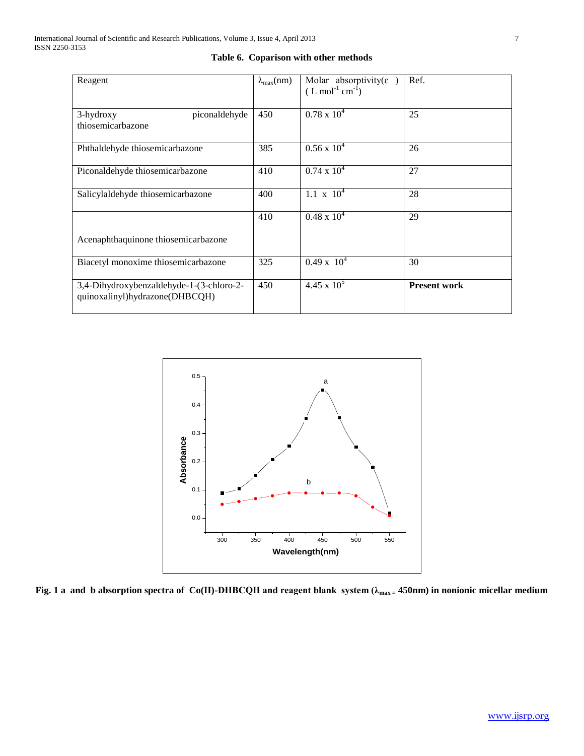**Table 6. Coparison with other methods**

| Reagent | $\lambda_{max}$(nm) | Molar absorptivity(ε) ( L $mol^{-1}$ $cm^{-1}$) | Ref. |
|---|---|---|---|
| 3-hydroxy piconaldehyde thiosemicarbazone | 450 | $0.78 \times 10^4$ | 25 |
| Phthaldehyde thiosemicarbazone | 385 | $0.56 \times 10^4$ | 26 |
| Piconaldehyde thiosemicarbazone | 410 | $0.74 \times 10^4$ | 27 |
| Salicylaldehyde thiosemicarbazone | 400 | $1.1 \times 10^4$ | 28 |
| Acenaphthaquinone thiosemicarbazone | 410 | $0.48 \times 10^4$ | 29 |
| Biacetyl monoxime thiosemicarbazone | 325 | $0.49 \times 10^4$ | 30 |
| 3,4-Dihydroxybenzaldehyde-1-(3-chloro-2-quinoxalinyl)hydrazone(DHBCQH) | 450 | $4.45 \times 10^5$ | **Present work** |

**Fig. 1 a and b absorption spectra of Co(II)-DHBCQH and reagent blank system ($\lambda_{max}$ = 450nm) in nonionic micellar medium**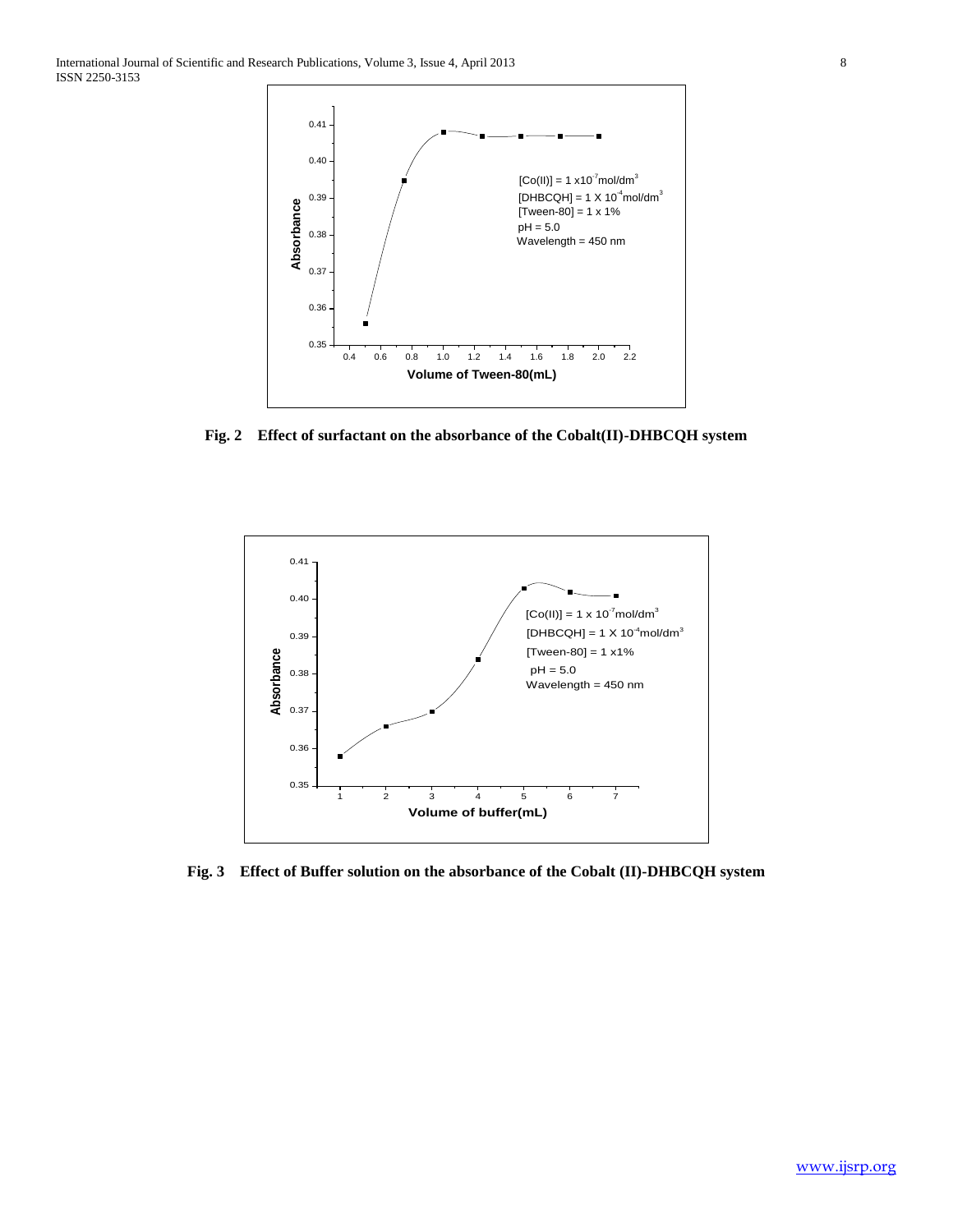**Fig. 2 Effect of surfactant on the absorbance of the Cobalt(II)-DHBCQH system**

**Fig. 3 Effect of Buffer solution on the absorbance of the Cobalt (II)-DHBCQH system**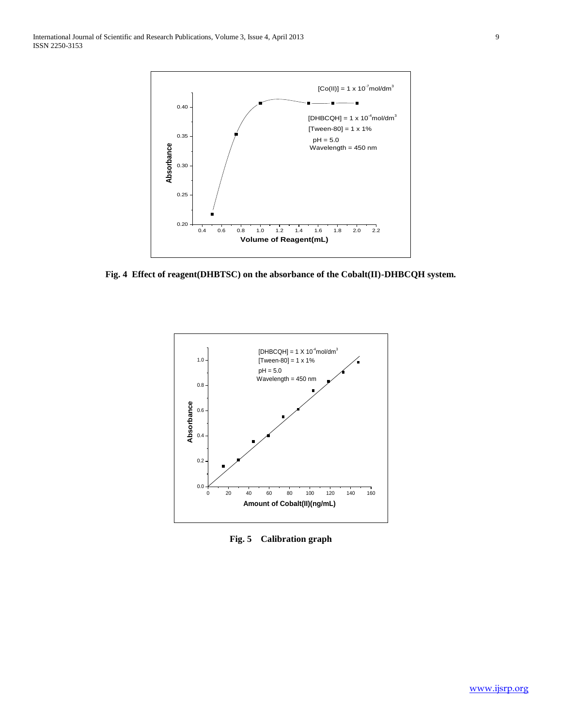Fig. 4 Effect of reagent(DHBTSC) on the absorbance of the Cobalt(II)-DHBCQH system.

Fig. 5 Calibration graph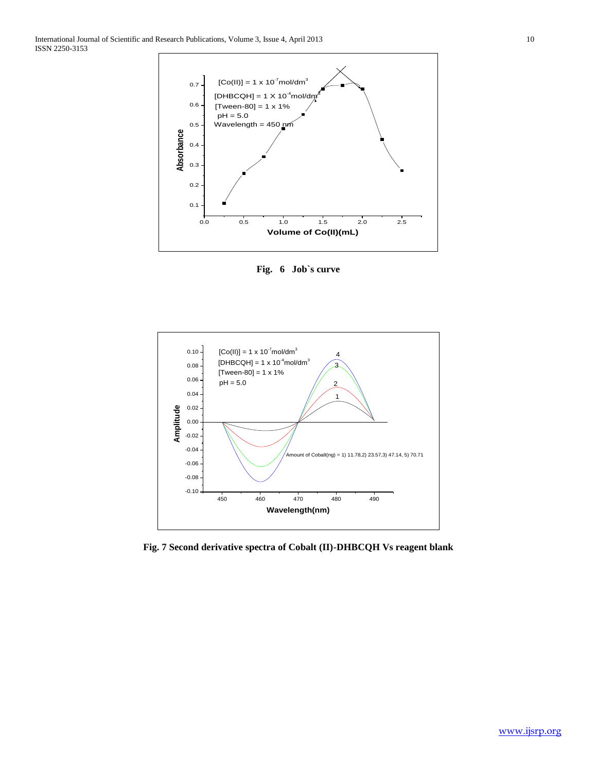[Co(II)] = 1 x 10$^{-7}$mol/dm$^3$

[DHBCQH] = 1 X 10$^{-4}$mol/dm$^3$

[Tween-80] = 1 x 1%

pH = 5.0

Wavelength = 450 nm

Absorbance

0.1 0.2 0.3 0.4 0.5 0.6 0.7

0.0 0.5 1.0 1.5 2.0 2.5

Volume of Co(II)(mL)

**Fig. 6 Job`s curve**

[Co(II)] = 1 x 10$^{-7}$mol/dm$^3$

[DHBCQH] = 1 x 10$^{-4}$mol/dm$^3$

[Tween-80] = 1 x 1%

pH = 5.0

4

3

2

1

Amount of Cobalt(ng) = 1) 11.78,2) 23.57,3) 47.14, 5) 70.71

Amplitude

0.10 0.08 0.06 0.04 0.02 0.00 -0.02 -0.04 -0.06 -0.08 -0.10

450 460 470 480 490

Wavelength(nm)

**Fig. 7 Second derivative spectra of Cobalt (II)-DHBCQH Vs reagent blank**